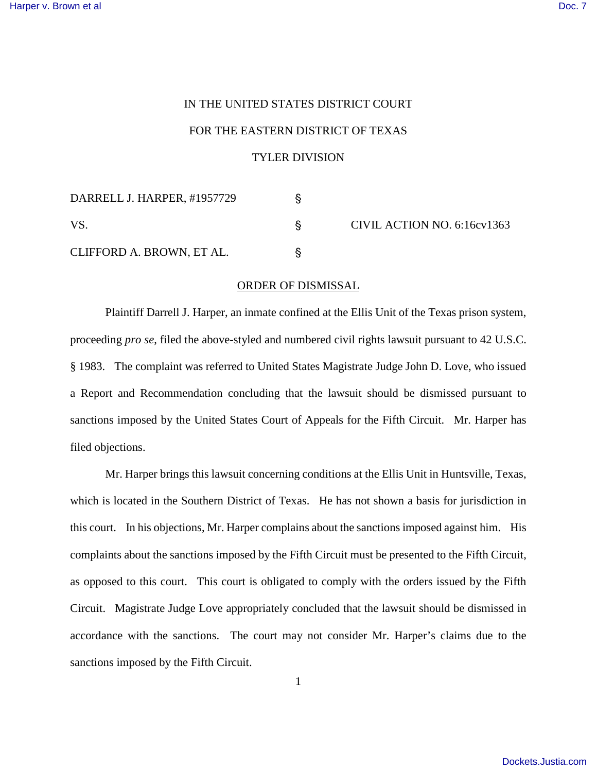IN THE UNITED STATES DISTRICT COURT

FOR THE EASTERN DISTRICT OF TEXAS

TYLER DIVISION

| | | |
|---|---|---|
| DARRELL J. HARPER, #1957729 | § | |
| VS. | § | CIVIL ACTION NO. 6:16cv1363 |
| CLIFFORD A. BROWN, ET AL. | § | |

ORDER OF DISMISSAL

Plaintiff Darrell J. Harper, an inmate confined at the Ellis Unit of the Texas prison system, proceeding *pro se*, filed the above-styled and numbered civil rights lawsuit pursuant to 42 U.S.C. § 1983. The complaint was referred to United States Magistrate Judge John D. Love, who issued a Report and Recommendation concluding that the lawsuit should be dismissed pursuant to sanctions imposed by the United States Court of Appeals for the Fifth Circuit. Mr. Harper has filed objections.

Mr. Harper brings this lawsuit concerning conditions at the Ellis Unit in Huntsville, Texas, which is located in the Southern District of Texas. He has not shown a basis for jurisdiction in this court. In his objections, Mr. Harper complains about the sanctions imposed against him. His complaints about the sanctions imposed by the Fifth Circuit must be presented to the Fifth Circuit, as opposed to this court. This court is obligated to comply with the orders issued by the Fifth Circuit. Magistrate Judge Love appropriately concluded that the lawsuit should be dismissed in accordance with the sanctions. The court may not consider Mr. Harper's claims due to the sanctions imposed by the Fifth Circuit.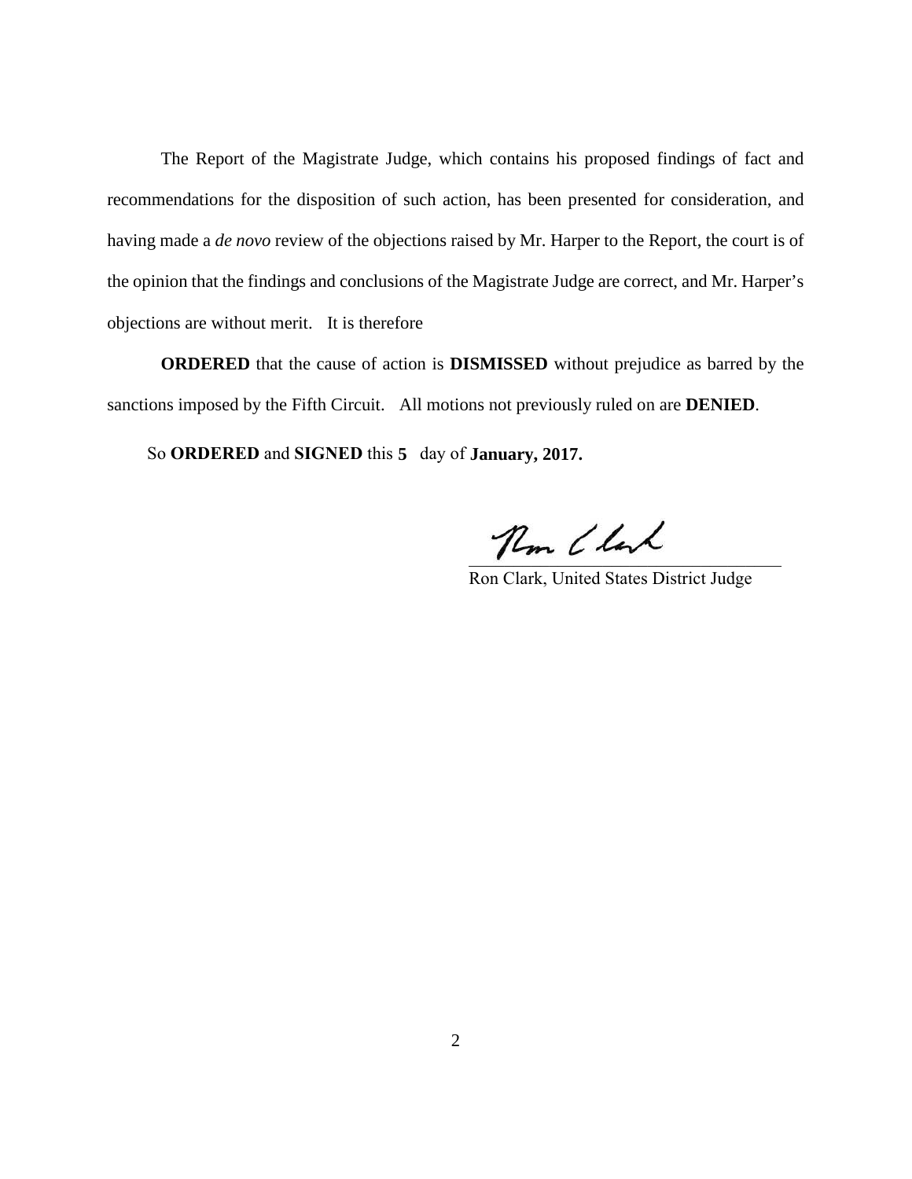The Report of the Magistrate Judge, which contains his proposed findings of fact and recommendations for the disposition of such action, has been presented for consideration, and having made a *de novo* review of the objections raised by Mr. Harper to the Report, the court is of the opinion that the findings and conclusions of the Magistrate Judge are correct, and Mr. Harper's objections are without merit. It is therefore

**ORDERED** that the cause of action is **DISMISSED** without prejudice as barred by the sanctions imposed by the Fifth Circuit. All motions not previously ruled on are **DENIED**.

So **ORDERED** and **SIGNED** this **5** day of **January, 2017.**

Ron Clark

Ron Clark, United States District Judge